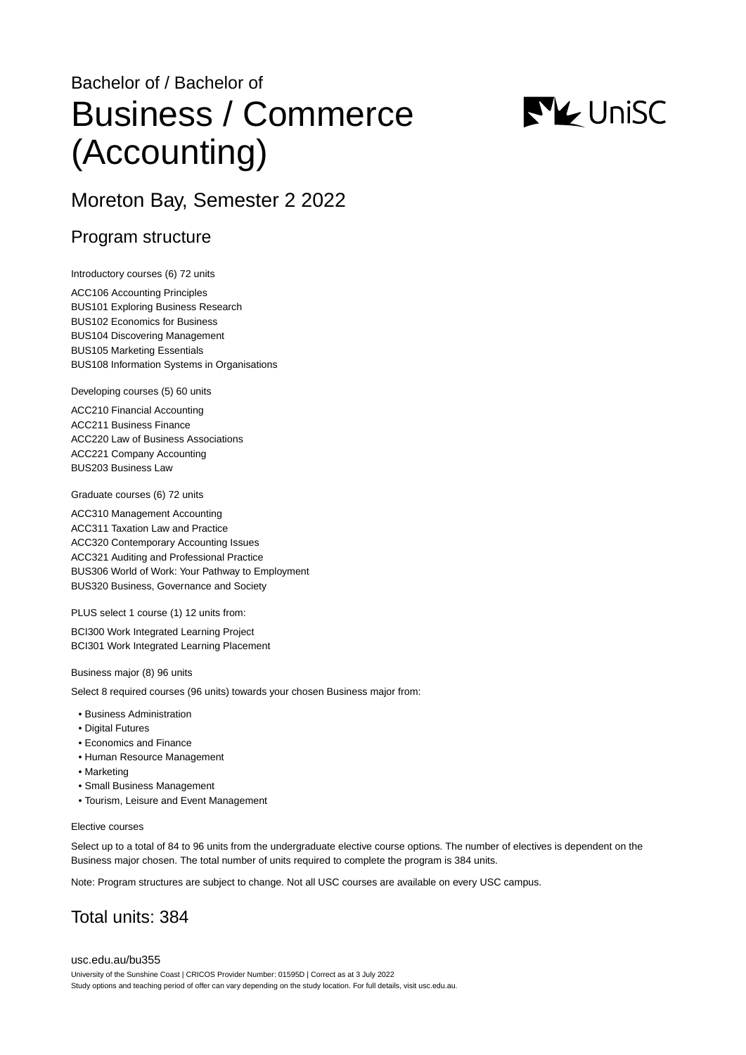Bachelor of / Bachelor of

# Business / Commerce (Accounting)

## Moreton Bay, Semester 2 2022

### Program structure

Introductory courses (6) 72 units

ACC106 Accounting Principles
BUS101 Exploring Business Research
BUS102 Economics for Business
BUS104 Discovering Management
BUS105 Marketing Essentials
BUS108 Information Systems in Organisations

Developing courses (5) 60 units

ACC210 Financial Accounting
ACC211 Business Finance
ACC220 Law of Business Associations
ACC221 Company Accounting
BUS203 Business Law

Graduate courses (6) 72 units

ACC310 Management Accounting
ACC311 Taxation Law and Practice
ACC320 Contemporary Accounting Issues
ACC321 Auditing and Professional Practice
BUS306 World of Work: Your Pathway to Employment
BUS320 Business, Governance and Society

PLUS select 1 course (1) 12 units from:

BCI300 Work Integrated Learning Project
BCI301 Work Integrated Learning Placement

Business major (8) 96 units

Select 8 required courses (96 units) towards your chosen Business major from:

- Business Administration
- Digital Futures
- Economics and Finance
- Human Resource Management
- Marketing
- Small Business Management
- Tourism, Leisure and Event Management

Elective courses

Select up to a total of 84 to 96 units from the undergraduate elective course options. The number of electives is dependent on the Business major chosen. The total number of units required to complete the program is 384 units.

Note: Program structures are subject to change. Not all USC courses are available on every USC campus.

## Total units: 384

usc.edu.au/bu355

University of the Sunshine Coast | CRICOS Provider Number: 01595D | Correct as at 3 July 2022
Study options and teaching period of offer can vary depending on the study location. For full details, visit usc.edu.au.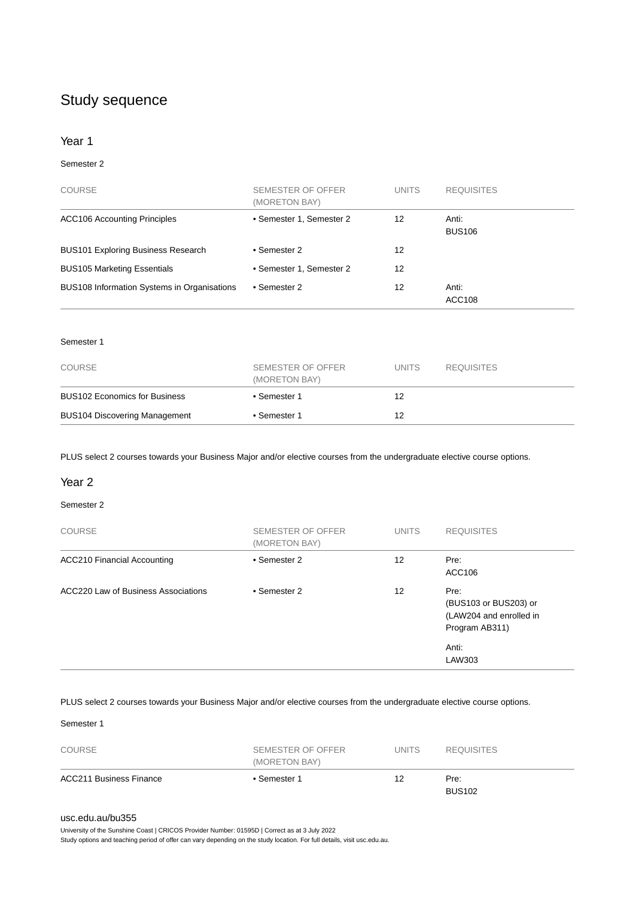# Study sequence

## Year 1

Semester 2

| COURSE | SEMESTER OF OFFER (MORETON BAY) | UNITS | REQUISITES |
|---|---|---|---|
| ACC106 Accounting Principles | • Semester 1, Semester 2 | 12 | Anti: ACC106 BUS106 |
| BUS101 Exploring Business Research | • Semester 2 | 12 | |
| BUS105 Marketing Essentials | • Semester 1, Semester 2 | 12 | |
| BUS108 Information Systems in Organisations | • Semester 2 | 12 | Anti: ACC108 |

Semester 1

| COURSE | SEMESTER OF OFFER (MORETON BAY) | UNITS | REQUISITES |
|---|---|---|---|
| BUS102 Economics for Business | • Semester 1 | 12 | |
| BUS104 Discovering Management | • Semester 1 | 12 | |

PLUS select 2 courses towards your Business Major and/or elective courses from the undergraduate elective course options.

## Year 2

Semester 2

| COURSE | SEMESTER OF OFFER (MORETON BAY) | UNITS | REQUISITES |
|---|---|---|---|
| ACC210 Financial Accounting | • Semester 2 | 12 | Pre: ACC106 |
| ACC220 Law of Business Associations | • Semester 2 | 12 | Pre: (BUS103 or BUS203) or (LAW204 and enrolled in Program AB311)<br>Anti: LAW303 |

PLUS select 2 courses towards your Business Major and/or elective courses from the undergraduate elective course options.

Semester 1

| COURSE | SEMESTER OF OFFER (MORETON BAY) | UNITS | REQUISITES |
|---|---|---|---|
| ACC211 Business Finance | • Semester 1 | 12 | Pre: BUS102 |

usc.edu.au/bu355

University of the Sunshine Coast | CRICOS Provider Number: 01595D | Correct as at 3 July 2022

Study options and teaching period of offer can vary depending on the study location. For full details, visit usc.edu.au.

# Study sequence

## Year 1

Semester 2

| COURSE | SEMESTER OF OFFER (MORETON BAY) | UNITS | REQUISITES |
|---|---|---|---|
| ACC106 Accounting Principles | • Semester 1, Semester 2 | 12 | Anti: BUS106 |
| BUS101 Exploring Business Research | • Semester 2 | 12 | |
| BUS105 Marketing Essentials | • Semester 1, Semester 2 | 12 | |
| BUS108 Information Systems in Organisations | • Semester 2 | 12 | Anti: ACC108 |

Semester 1

| COURSE | SEMESTER OF OFFER (MORETON BAY) | UNITS | REQUISITES |
|---|---|---|---|
| BUS102 Economics for Business | • Semester 1 | 12 | |
| BUS104 Discovering Management | • Semester 1 | 12 | |

PLUS select 2 courses towards your Business Major and/or elective courses from the undergraduate elective course options.

## Year 2

Semester 2

| COURSE | SEMESTER OF OFFER (MORETON BAY) | UNITS | REQUISITES |
|---|---|---|---|
| ACC210 Financial Accounting | • Semester 2 | 12 | Pre: ACC106 |
| ACC220 Law of Business Associations | • Semester 2 | 12 | Pre: (BUS103 or BUS203) or (LAW204 and enrolled in Program AB311)<br>Anti: LAW303 |

PLUS select 2 courses towards your Business Major and/or elective courses from the undergraduate elective course options.

Semester 1

| COURSE | SEMESTER OF OFFER (MORETON BAY) | UNITS | REQUISITES |
|---|---|---|---|
| ACC211 Business Finance | • Semester 1 | 12 | Pre: BUS102 |

usc.edu.au/bu355

University of the Sunshine Coast | CRICOS Provider Number: 01595D | Correct as at 3 July 2022

Study options and teaching period of offer can vary depending on the study location. For full details, visit usc.edu.au.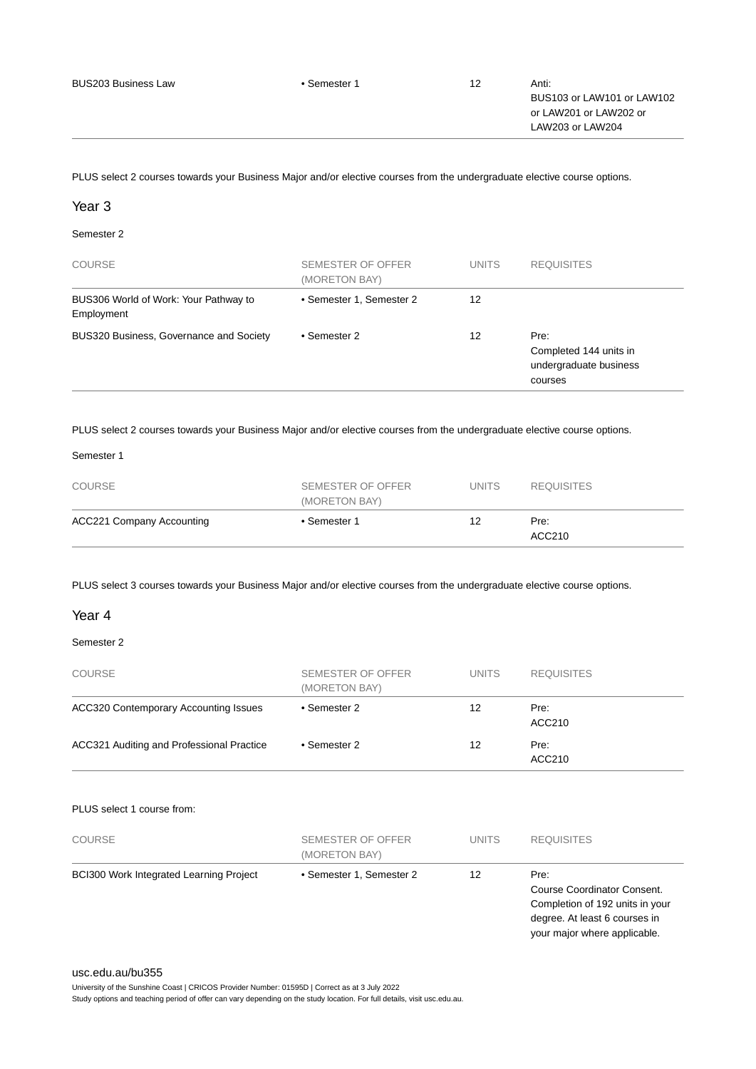| COURSE | SEMESTER OF OFFER (MORETON BAY) | UNITS | REQUISITES |
|---|---|---|---|
| BUS203 Business Law | • Semester 1 | 12 | Anti: BUS103 or LAW101 or LAW102 or LAW201 or LAW202 or LAW203 or LAW204 |

PLUS select 2 courses towards your Business Major and/or elective courses from the undergraduate elective course options.

## Year 3

### Semester 2

| COURSE | SEMESTER OF OFFER (MORETON BAY) | UNITS | REQUISITES |
|---|---|---|---|
| BUS306 World of Work: Your Pathway to Employment | • Semester 1, Semester 2 | 12 | |
| BUS320 Business, Governance and Society | • Semester 2 | 12 | Pre: Completed 144 units in undergraduate business courses |

PLUS select 2 courses towards your Business Major and/or elective courses from the undergraduate elective course options.

### Semester 1

| COURSE | SEMESTER OF OFFER (MORETON BAY) | UNITS | REQUISITES |
|---|---|---|---|
| ACC221 Company Accounting | • Semester 1 | 12 | Pre: ACC210 |

PLUS select 3 courses towards your Business Major and/or elective courses from the undergraduate elective course options.

## Year 4

### Semester 2

| COURSE | SEMESTER OF OFFER (MORETON BAY) | UNITS | REQUISITES |
|---|---|---|---|
| ACC320 Contemporary Accounting Issues | • Semester 2 | 12 | Pre: ACC210 |
| ACC321 Auditing and Professional Practice | • Semester 2 | 12 | Pre: ACC210 |

PLUS select 1 course from:

| COURSE | SEMESTER OF OFFER (MORETON BAY) | UNITS | REQUISITES |
|---|---|---|---|
| BCI300 Work Integrated Learning Project | • Semester 1, Semester 2 | 12 | Pre: Course Coordinator Consent. Completion of 192 units in your degree. At least 6 courses in your major where applicable. |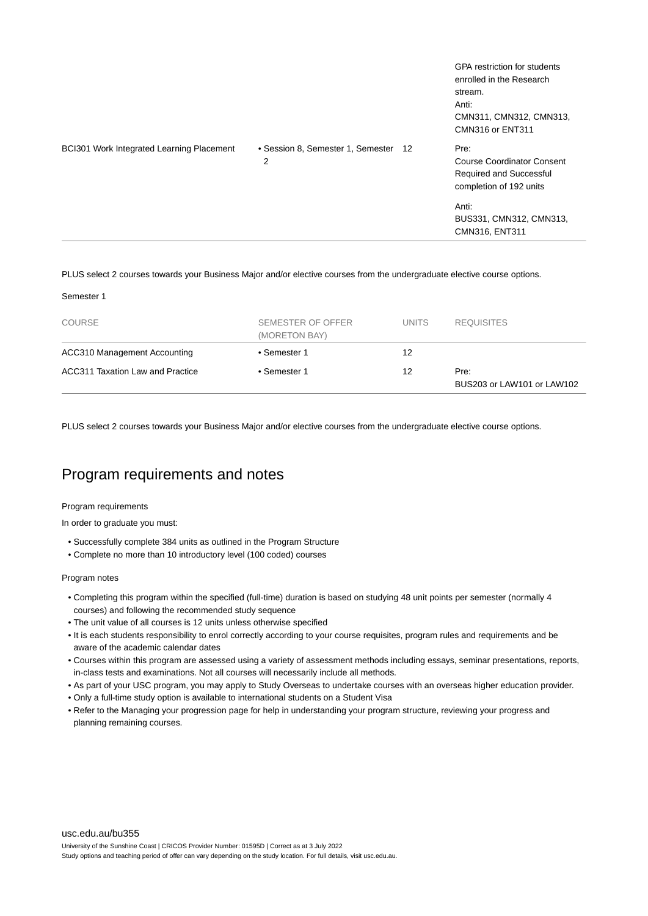| | | | |
|---|---|---|---|
| | | | GPA restriction for students enrolled in the Research stream.<br>Anti:<br>CMN311, CMN312, CMN313, CMN316 or ENT311 |
| BCI301 Work Integrated Learning Placement | • Session 8, Semester 1, Semester 2 | 12 | Pre:<br>Course Coordinator Consent Required and Successful completion of 192 units<br>Anti:<br>BUS331, CMN312, CMN313, CMN316, ENT311 |

PLUS select 2 courses towards your Business Major and/or elective courses from the undergraduate elective course options.

Semester 1

| COURSE | SEMESTER OF OFFER (MORETON BAY) | UNITS | REQUISITES |
|---|---|---|---|
| ACC310 Management Accounting | • Semester 1 | 12 | |
| ACC311 Taxation Law and Practice | • Semester 1 | 12 | Pre:<br>BUS203 or LAW101 or LAW102 |

PLUS select 2 courses towards your Business Major and/or elective courses from the undergraduate elective course options.

## Program requirements and notes

Program requirements

In order to graduate you must:

- Successfully complete 384 units as outlined in the Program Structure
- Complete no more than 10 introductory level (100 coded) courses

Program notes

- Completing this program within the specified (full-time) duration is based on studying 48 unit points per semester (normally 4 courses) and following the recommended study sequence
- The unit value of all courses is 12 units unless otherwise specified
- It is each students responsibility to enrol correctly according to your course requisites, program rules and requirements and be aware of the academic calendar dates
- Courses within this program are assessed using a variety of assessment methods including essays, seminar presentations, reports, in-class tests and examinations. Not all courses will necessarily include all methods.
- As part of your USC program, you may apply to Study Overseas to undertake courses with an overseas higher education provider.
- Only a full-time study option is available to international students on a Student Visa
- Refer to the Managing your progression page for help in understanding your program structure, reviewing your progress and planning remaining courses.